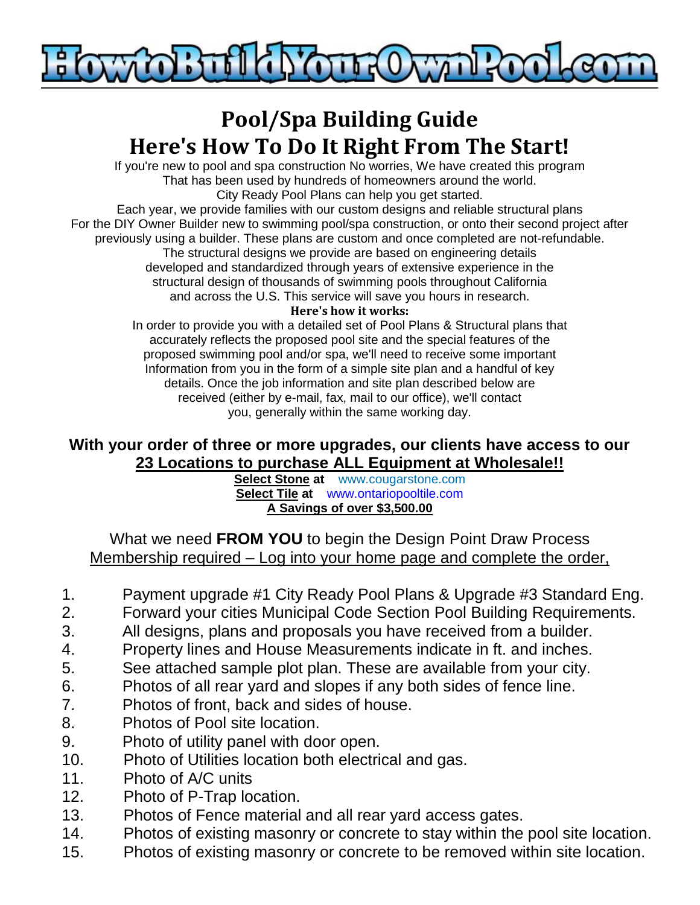# HowtoBuildYourOwnPool.com

## Pool/Spa Building Guide

## Here's How To Do It Right From The Start!

If you're new to pool and spa construction No worries, We have created this program That has been used by hundreds of homeowners around the world. City Ready Pool Plans can help you get started. Each year, we provide families with our custom designs and reliable structural plans For the DIY Owner Builder new to swimming pool/spa construction, or onto their second project after previously using a builder. These plans are custom and once completed are not-refundable. The structural designs we provide are based on engineering details developed and standardized through years of extensive experience in the structural design of thousands of swimming pools throughout California and across the U.S. This service will save you hours in research.

**Here's how it works:**

In order to provide you with a detailed set of Pool Plans & Structural plans that accurately reflects the proposed pool site and the special features of the proposed swimming pool and/or spa, we'll need to receive some important Information from you in the form of a simple site plan and a handful of key details. Once the job information and site plan described below are received (either by e-mail, fax, mail to our office), we'll contact you, generally within the same working day.

**With your order of three or more upgrades, our clients have access to our <u>23 Locations to purchase ALL Equipment at Wholesale!!</u>**

**<u>Select Stone</u> at** www.cougarstone.com
**<u>Select Tile</u> at** www.ontariopooltile.com
**<u>A Savings of over $3,500.00</u>**

What we need **FROM YOU** to begin the Design Point Draw Process
<u>Membership required – Log into your home page and complete the order,</u>

1. Payment upgrade #1 City Ready Pool Plans & Upgrade #3 Standard Eng.
2. Forward your cities Municipal Code Section Pool Building Requirements.
3. All designs, plans and proposals you have received from a builder.
4. Property lines and House Measurements indicate in ft. and inches.
5. See attached sample plot plan. These are available from your city.
6. Photos of all rear yard and slopes if any both sides of fence line.
7. Photos of front, back and sides of house.
8. Photos of Pool site location.
9. Photo of utility panel with door open.
10. Photo of Utilities location both electrical and gas.
11. Photo of A/C units
12. Photo of P-Trap location.
13. Photos of Fence material and all rear yard access gates.
14. Photos of existing masonry or concrete to stay within the pool site location.
15. Photos of existing masonry or concrete to be removed within site location.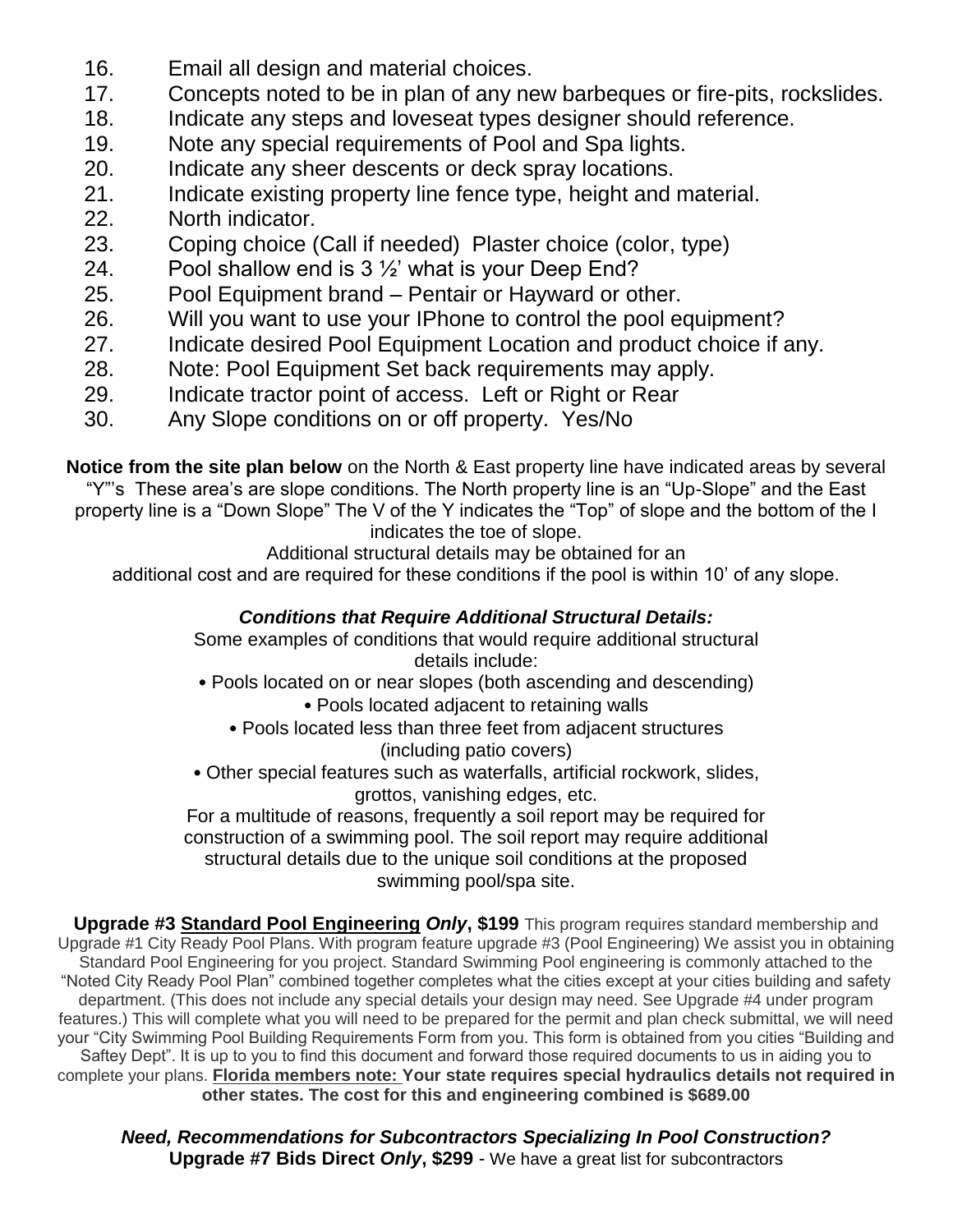16. Email all design and material choices.
17. Concepts noted to be in plan of any new barbeques or fire-pits, rockslides.
18. Indicate any steps and loveseat types designer should reference.
19. Note any special requirements of Pool and Spa lights.
20. Indicate any sheer descents or deck spray locations.
21. Indicate existing property line fence type, height and material.
22. North indicator.
23. Coping choice (Call if needed) Plaster choice (color, type)
24. Pool shallow end is 3 ½' what is your Deep End?
25. Pool Equipment brand – Pentair or Hayward or other.
26. Will you want to use your IPhone to control the pool equipment?
27. Indicate desired Pool Equipment Location and product choice if any.
28. Note: Pool Equipment Set back requirements may apply.
29. Indicate tractor point of access. Left or Right or Rear
30. Any Slope conditions on or off property. Yes/No

**Notice from the site plan below** on the North & East property line have indicated areas by several "Y"'s These area's are slope conditions. The North property line is an "Up-Slope" and the East property line is a "Down Slope" The V of the Y indicates the "Top" of slope and the bottom of the I indicates the toe of slope.

Additional structural details may be obtained for an additional cost and are required for these conditions if the pool is within 10' of any slope.

***Conditions that Require Additional Structural Details:***

Some examples of conditions that would require additional structural details include:

- Pools located on or near slopes (both ascending and descending)
- Pools located adjacent to retaining walls
- Pools located less than three feet from adjacent structures (including patio covers)
- Other special features such as waterfalls, artificial rockwork, slides, grottos, vanishing edges, etc.

For a multitude of reasons, frequently a soil report may be required for construction of a swimming pool. The soil report may require additional structural details due to the unique soil conditions at the proposed swimming pool/spa site.

**Upgrade #3 <u>Standard Pool Engineering</u> *Only*, $199** This program requires standard membership and Upgrade #1 City Ready Pool Plans. With program feature upgrade #3 (Pool Engineering) We assist you in obtaining Standard Pool Engineering for you project. Standard Swimming Pool engineering is commonly attached to the "Noted City Ready Pool Plan" combined together completes what the cities except at your cities building and safety department. (This does not include any special details your design may need. See Upgrade #4 under program features.) This will complete what you will need to be prepared for the permit and plan check submittal, we will need your "City Swimming Pool Building Requirements Form from you. This form is obtained from you cities "Building and Saftey Dept". It is up to you to find this document and forward those required documents to us in aiding you to complete your plans. **<u>Florida members note:</u> Your state requires special hydraulics details not required in other states. The cost for this and engineering combined is $689.00**

***Need, Recommendations for Subcontractors Specializing In Pool Construction?***

**Upgrade #7 Bids Direct *Only*, $299** - We have a great list for subcontractors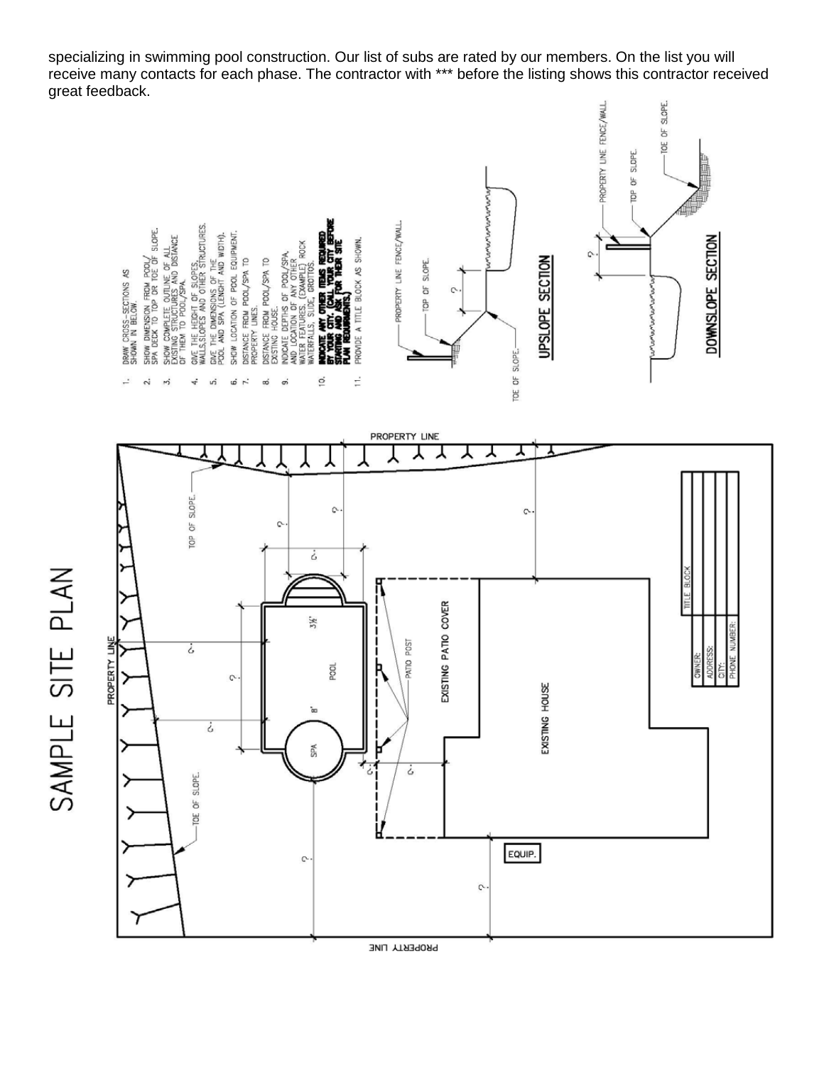specializing in swimming pool construction. Our list of subs are rated by our members. On the list you will receive many contacts for each phase. The contractor with *** before the listing shows this contractor received great feedback.

# SAMPLE SITE PLAN

1. DRAW CROSS-SECTIONS AS SHOWN IN BELOW.
2. SHOW DIMENSION FROM POOL/SPA DECK TO TOP OR TOE OF SLOPE.
3. SHOW COMPLETE OUTLINE OF ALL EXISTING STRUCTURES AND DISTANCE OF THEM TO POOL/SPA.
4. GIVE THE HEIGHT OF SLOPES, WALLS, SLOPES AND OTHER STRUCTURES.
5. GIVE THE DIMENSIONS OF THE POOL AND SPA (LENGHT AND WIDTH).
6. SHOW LOCATION OF POOL EQUIPMENT.
7. DISTANCE FROM POOL/SPA TO PROPERTY LINES.
8. DISTANCE FROM POOL/SPA TO EXISTING HOUSE.
9. INDICATE DEPTHS OF POOL/SPA, AND LOCATION OF ANY OTHER WATER FEATURES. (EXAMPLE) ROCK WATERFALLS, SLIDE, GROTTOS.
10. **INDICATE ANY OTHER ITEMS REQUIRED BY YOUR CITY. (CALL YOUR CITY BEFORE STARTING AND ASK FOR THEIR SITE PLAN REQUIREMENTS.)**
11. PROVIDE A TITLE BLOCK AS SHOWN.

**UPSLOPE SECTION**

PROPERTY LINE FENCE/WALL. TOP OF SLOPE. TOE OF SLOPE. ?

**DOWNSLOPE SECTION**

PROPERTY LINE FENCE/WALL. TOP OF SLOPE. TOE OF SLOPE. ?

PROPERTY LINE

TOP OF SLOPE. TOE OF SLOPE. POOL 3½' 8' SPA EXISTING PATIO COVER PATIO POST EXISTING HOUSE EQUIP.

| TITLE BLOCK |
|---|
| OWNER: |
| ADDRESS: |
| CITY: |
| PHONE NUMBER: |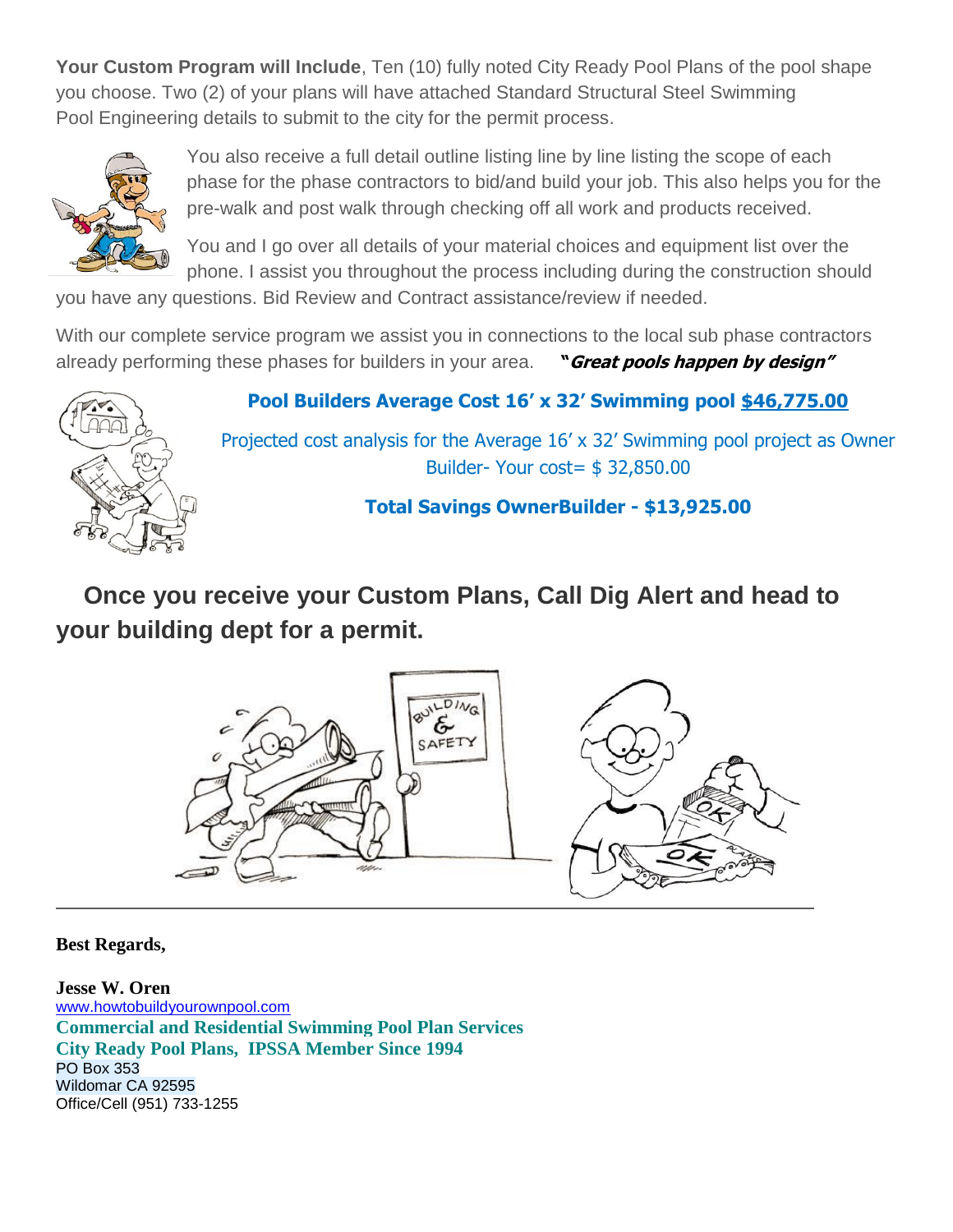**Your Custom Program will Include**, Ten (10) fully noted City Ready Pool Plans of the pool shape you choose. Two (2) of your plans will have attached Standard Structural Steel Swimming Pool Engineering details to submit to the city for the permit process.

You also receive a full detail outline listing line by line listing the scope of each phase for the phase contractors to bid/and build your job. This also helps you for the pre-walk and post walk through checking off all work and products received.

You and I go over all details of your material choices and equipment list over the phone. I assist you throughout the process including during the construction should you have any questions. Bid Review and Contract assistance/review if needed.

With our complete service program we assist you in connections to the local sub phase contractors already performing these phases for builders in your area. ***"Great pools happen by design"***

**Pool Builders Average Cost 16' x 32' Swimming pool $46,775.00**

Projected cost analysis for the Average 16' x 32' Swimming pool project as Owner Builder- Your cost= $ 32,850.00

**Total Savings OwnerBuilder - $13,925.00**

## Once you receive your Custom Plans, Call Dig Alert and head to your building dept for a permit.

---

**Best Regards,**

**Jesse W. Oren**
www.howtobuildyourownpool.com
**Commercial and Residential Swimming Pool Plan Services**
**City Ready Pool Plans, IPSSA Member Since 1994**
PO Box 353
Wildomar CA 92595
Office/Cell (951) 733-1255